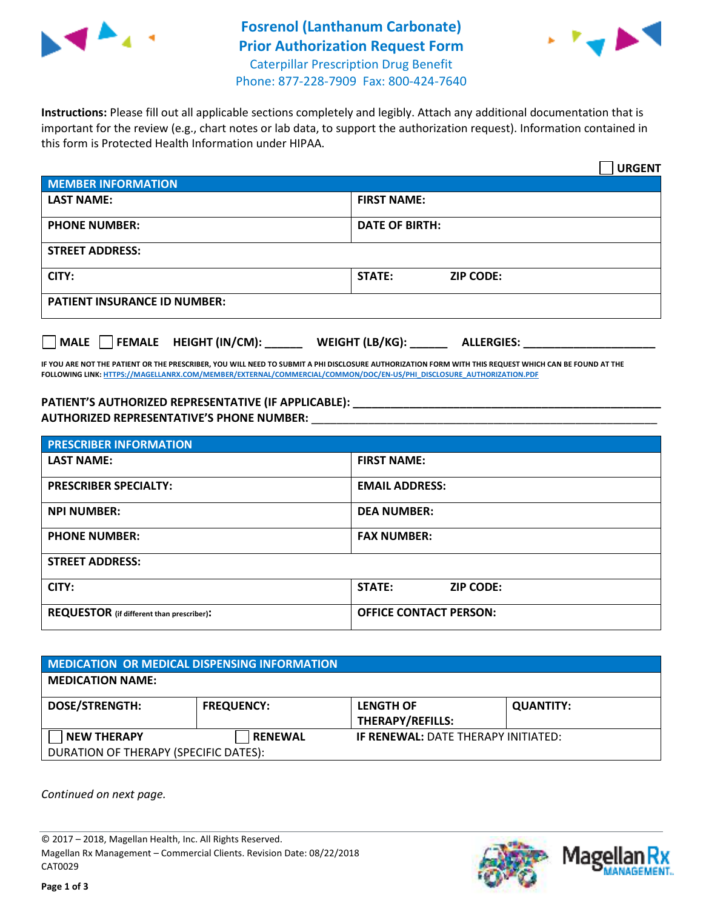# Fosrenol (Lanthanum Carbonate) Prior Authorization Request Form

Caterpillar Prescription Drug Benefit
Phone: 877-228-7909 Fax: 800-424-7640

**Instructions:** Please fill out all applicable sections completely and legibly. Attach any additional documentation that is important for the review (e.g., chart notes or lab data, to support the authorization request). Information contained in this form is Protected Health Information under HIPAA.

☐ **URGENT**

| MEMBER INFORMATION | |
|---|---|
| **LAST NAME:** | **FIRST NAME:** |
| **PHONE NUMBER:** | **DATE OF BIRTH:** |
| **STREET ADDRESS:** | |
| **CITY:** | **STATE:** **ZIP CODE:** |
| **PATIENT INSURANCE ID NUMBER:** | |

☐ **MALE** ☐ **FEMALE** **HEIGHT (IN/CM):** ______ **WEIGHT (LB/KG):** ______ **ALLERGIES:** ____________________

**IF YOU ARE NOT THE PATIENT OR THE PRESCRIBER, YOU WILL NEED TO SUBMIT A PHI DISCLOSURE AUTHORIZATION FORM WITH THIS REQUEST WHICH CAN BE FOUND AT THE FOLLOWING LINK: HTTPS://MAGELLANRX.COM/MEMBER/EXTERNAL/COMMERCIAL/COMMON/DOC/EN-US/PHI_DISCLOSURE_AUTHORIZATION.PDF**

**PATIENT'S AUTHORIZED REPRESENTATIVE (IF APPLICABLE):** ____________________________________________
**AUTHORIZED REPRESENTATIVE'S PHONE NUMBER:** ____________________________________________

| PRESCRIBER INFORMATION | |
|---|---|
| **LAST NAME:** | **FIRST NAME:** |
| **PRESCRIBER SPECIALTY:** | **EMAIL ADDRESS:** |
| **NPI NUMBER:** | **DEA NUMBER:** |
| **PHONE NUMBER:** | **FAX NUMBER:** |
| **STREET ADDRESS:** | |
| **CITY:** | **STATE:** **ZIP CODE:** |
| **REQUESTOR** (if different than prescriber)**:** | **OFFICE CONTACT PERSON:** |

| MEDICATION OR MEDICAL DISPENSING INFORMATION | | | |
|---|---|---|---|
| **MEDICATION NAME:** | | | |
| **DOSE/STRENGTH:** | **FREQUENCY:** | **LENGTH OF THERAPY/REFILLS:** | **QUANTITY:** |
| ☐ **NEW THERAPY** | ☐ **RENEWAL** | **IF RENEWAL:** DATE THERAPY INITIATED: | |
| DURATION OF THERAPY (SPECIFIC DATES): | | | |

*Continued on next page.*

© 2017 – 2018, Magellan Health, Inc. All Rights Reserved.
Magellan Rx Management – Commercial Clients. Revision Date: 08/22/2018
CAT0029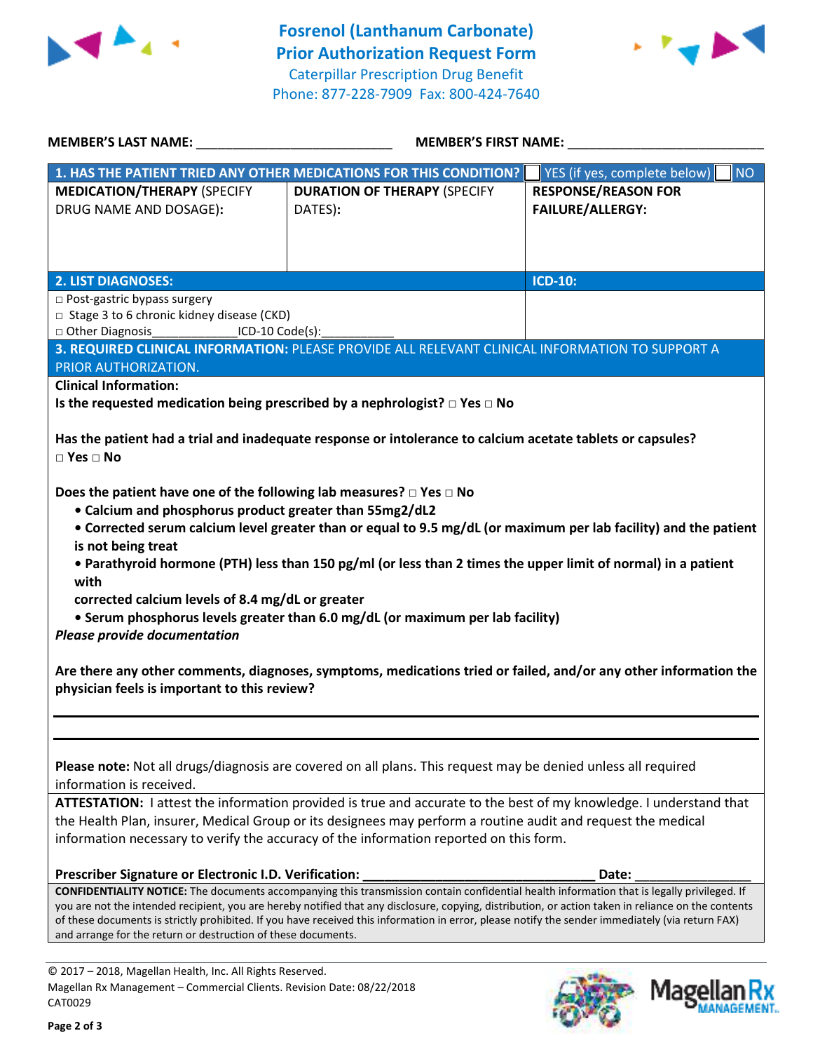# Fosrenol (Lanthanum Carbonate) Prior Authorization Request Form

Caterpillar Prescription Drug Benefit
Phone: 877-228-7909 Fax: 800-424-7640

**MEMBER'S LAST NAME:** ___________________________ **MEMBER'S FIRST NAME:** ___________________________

| **1. HAS THE PATIENT TRIED ANY OTHER MEDICATIONS FOR THIS CONDITION?** | | ☐ YES (if yes, complete below) ☐ NO |
|---|---|---|
| **MEDICATION/THERAPY** (SPECIFY DRUG NAME AND DOSAGE): | **DURATION OF THERAPY** (SPECIFY DATES): | **RESPONSE/REASON FOR FAILURE/ALLERGY:** |
| | | |

| **2. LIST DIAGNOSES:** | **ICD-10:** |
|---|---|
| □ Post-gastric bypass surgery<br>□ Stage 3 to 6 chronic kidney disease (CKD)<br>□ Other Diagnosis_____________ICD-10 Code(s):___________ | |

**3. REQUIRED CLINICAL INFORMATION:** PLEASE PROVIDE ALL RELEVANT CLINICAL INFORMATION TO SUPPORT A PRIOR AUTHORIZATION.

**Clinical Information:**

**Is the requested medication being prescribed by a nephrologist? □ Yes □ No**

**Has the patient had a trial and inadequate response or intolerance to calcium acetate tablets or capsules? □ Yes □ No**

**Does the patient have one of the following lab measures? □ Yes □ No**

- **Calcium and phosphorus product greater than 55mg2/dL2**
- **Corrected serum calcium level greater than or equal to 9.5 mg/dL (or maximum per lab facility) and the patient is not being treat**
- **Parathyroid hormone (PTH) less than 150 pg/ml (or less than 2 times the upper limit of normal) in a patient with corrected calcium levels of 8.4 mg/dL or greater**
- **Serum phosphorus levels greater than 6.0 mg/dL (or maximum per lab facility)**

***Please provide documentation***

**Are there any other comments, diagnoses, symptoms, medications tried or failed, and/or any other information the physician feels is important to this review?**

_______________________________________________________________

_______________________________________________________________

**Please note:** Not all drugs/diagnosis are covered on all plans. This request may be denied unless all required information is received.

**ATTESTATION:** I attest the information provided is true and accurate to the best of my knowledge. I understand that the Health Plan, insurer, Medical Group or its designees may perform a routine audit and request the medical information necessary to verify the accuracy of the information reported on this form.

**Prescriber Signature or Electronic I.D. Verification:** ________________________________ **Date:** ________________

**CONFIDENTIALITY NOTICE:** The documents accompanying this transmission contain confidential health information that is legally privileged. If you are not the intended recipient, you are hereby notified that any disclosure, copying, distribution, or action taken in reliance on the contents of these documents is strictly prohibited. If you have received this information in error, please notify the sender immediately (via return FAX) and arrange for the return or destruction of these documents.

© 2017 – 2018, Magellan Health, Inc. All Rights Reserved.
Magellan Rx Management – Commercial Clients. Revision Date: 08/22/2018
CAT0029